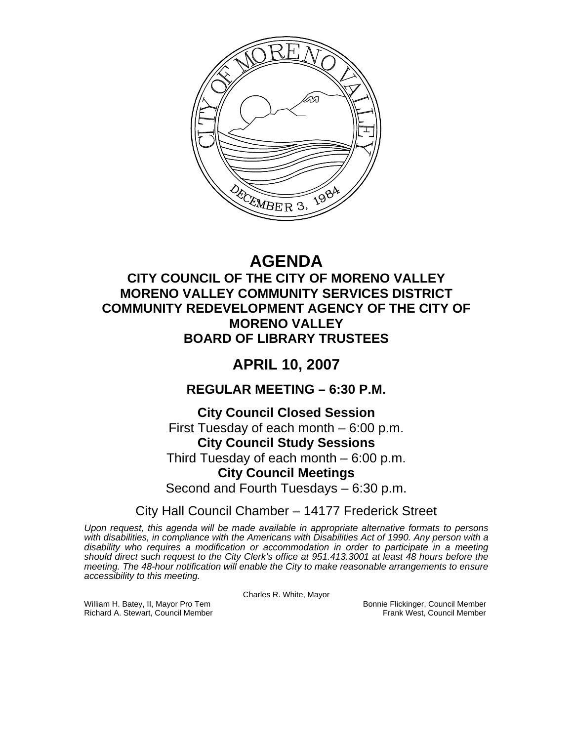# AGENDA

## CITY COUNCIL OF THE CITY OF MORENO VALLEY
## MORENO VALLEY COMMUNITY SERVICES DISTRICT
## COMMUNITY REDEVELOPMENT AGENCY OF THE CITY OF MORENO VALLEY
## BOARD OF LIBRARY TRUSTEES

## APRIL 10, 2007

### REGULAR MEETING – 6:30 P.M.

**City Council Closed Session**
First Tuesday of each month – 6:00 p.m.
**City Council Study Sessions**
Third Tuesday of each month – 6:00 p.m.
**City Council Meetings**
Second and Fourth Tuesdays – 6:30 p.m.

City Hall Council Chamber – 14177 Frederick Street

*Upon request, this agenda will be made available in appropriate alternative formats to persons with disabilities, in compliance with the Americans with Disabilities Act of 1990. Any person with a disability who requires a modification or accommodation in order to participate in a meeting should direct such request to the City Clerk's office at 951.413.3001 at least 48 hours before the meeting. The 48-hour notification will enable the City to make reasonable arrangements to ensure accessibility to this meeting.*

Charles R. White, Mayor

William H. Batey, II, Mayor Pro Tem
Bonnie Flickinger, Council Member
Richard A. Stewart, Council Member
Frank West, Council Member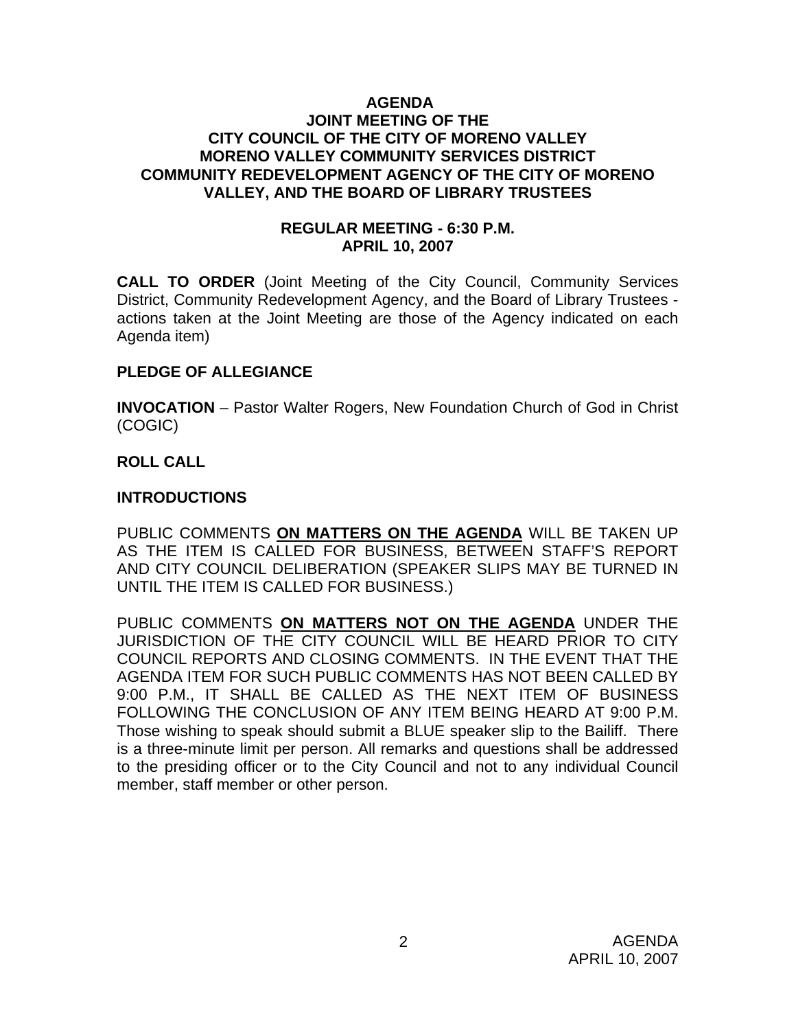# AGENDA
## JOINT MEETING OF THE CITY COUNCIL OF THE CITY OF MORENO VALLEY MORENO VALLEY COMMUNITY SERVICES DISTRICT COMMUNITY REDEVELOPMENT AGENCY OF THE CITY OF MORENO VALLEY, AND THE BOARD OF LIBRARY TRUSTEES

### REGULAR MEETING - 6:30 P.M.
### APRIL 10, 2007

**CALL TO ORDER** (Joint Meeting of the City Council, Community Services District, Community Redevelopment Agency, and the Board of Library Trustees - actions taken at the Joint Meeting are those of the Agency indicated on each Agenda item)

**PLEDGE OF ALLEGIANCE**

**INVOCATION** – Pastor Walter Rogers, New Foundation Church of God in Christ (COGIC)

**ROLL CALL**

**INTRODUCTIONS**

PUBLIC COMMENTS **ON MATTERS ON THE AGENDA** WILL BE TAKEN UP AS THE ITEM IS CALLED FOR BUSINESS, BETWEEN STAFF'S REPORT AND CITY COUNCIL DELIBERATION (SPEAKER SLIPS MAY BE TURNED IN UNTIL THE ITEM IS CALLED FOR BUSINESS.)

PUBLIC COMMENTS **ON MATTERS NOT ON THE AGENDA** UNDER THE JURISDICTION OF THE CITY COUNCIL WILL BE HEARD PRIOR TO CITY COUNCIL REPORTS AND CLOSING COMMENTS. IN THE EVENT THAT THE AGENDA ITEM FOR SUCH PUBLIC COMMENTS HAS NOT BEEN CALLED BY 9:00 P.M., IT SHALL BE CALLED AS THE NEXT ITEM OF BUSINESS FOLLOWING THE CONCLUSION OF ANY ITEM BEING HEARD AT 9:00 P.M. Those wishing to speak should submit a BLUE speaker slip to the Bailiff. There is a three-minute limit per person. All remarks and questions shall be addressed to the presiding officer or to the City Council and not to any individual Council member, staff member or other person.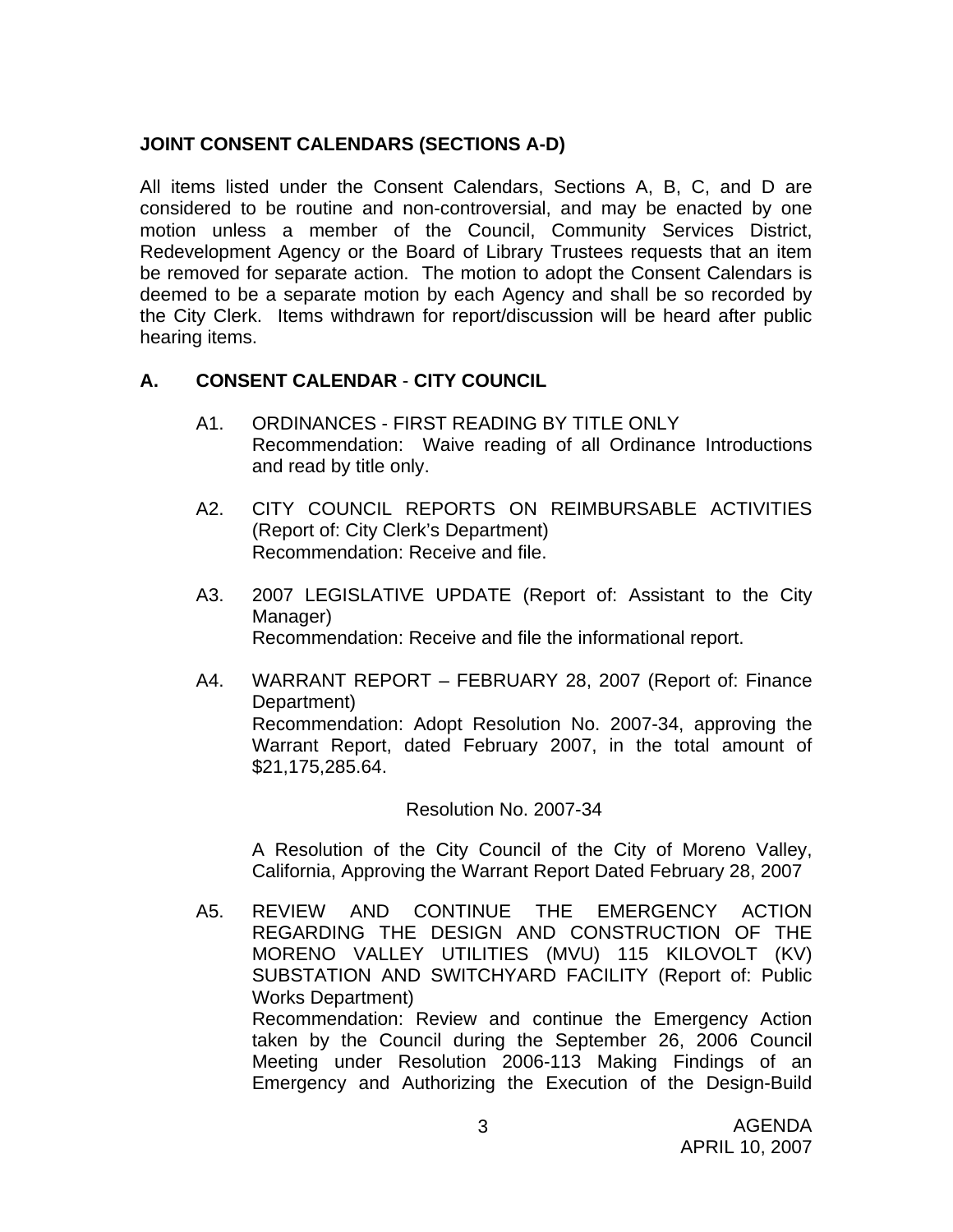**JOINT CONSENT CALENDARS (SECTIONS A-D)**

All items listed under the Consent Calendars, Sections A, B, C, and D are considered to be routine and non-controversial, and may be enacted by one motion unless a member of the Council, Community Services District, Redevelopment Agency or the Board of Library Trustees requests that an item be removed for separate action. The motion to adopt the Consent Calendars is deemed to be a separate motion by each Agency and shall be so recorded by the City Clerk. Items withdrawn for report/discussion will be heard after public hearing items.

**A. CONSENT CALENDAR - CITY COUNCIL**

A1. ORDINANCES - FIRST READING BY TITLE ONLY
Recommendation: Waive reading of all Ordinance Introductions and read by title only.

A2. CITY COUNCIL REPORTS ON REIMBURSABLE ACTIVITIES (Report of: City Clerk's Department)
Recommendation: Receive and file.

A3. 2007 LEGISLATIVE UPDATE (Report of: Assistant to the City Manager)
Recommendation: Receive and file the informational report.

A4. WARRANT REPORT – FEBRUARY 28, 2007 (Report of: Finance Department)
Recommendation: Adopt Resolution No. 2007-34, approving the Warrant Report, dated February 2007, in the total amount of $21,175,285.64.

Resolution No. 2007-34

A Resolution of the City Council of the City of Moreno Valley, California, Approving the Warrant Report Dated February 28, 2007

A5. REVIEW AND CONTINUE THE EMERGENCY ACTION REGARDING THE DESIGN AND CONSTRUCTION OF THE MORENO VALLEY UTILITIES (MVU) 115 KILOVOLT (KV) SUBSTATION AND SWITCHYARD FACILITY (Report of: Public Works Department)
Recommendation: Review and continue the Emergency Action taken by the Council during the September 26, 2006 Council Meeting under Resolution 2006-113 Making Findings of an Emergency and Authorizing the Execution of the Design-Build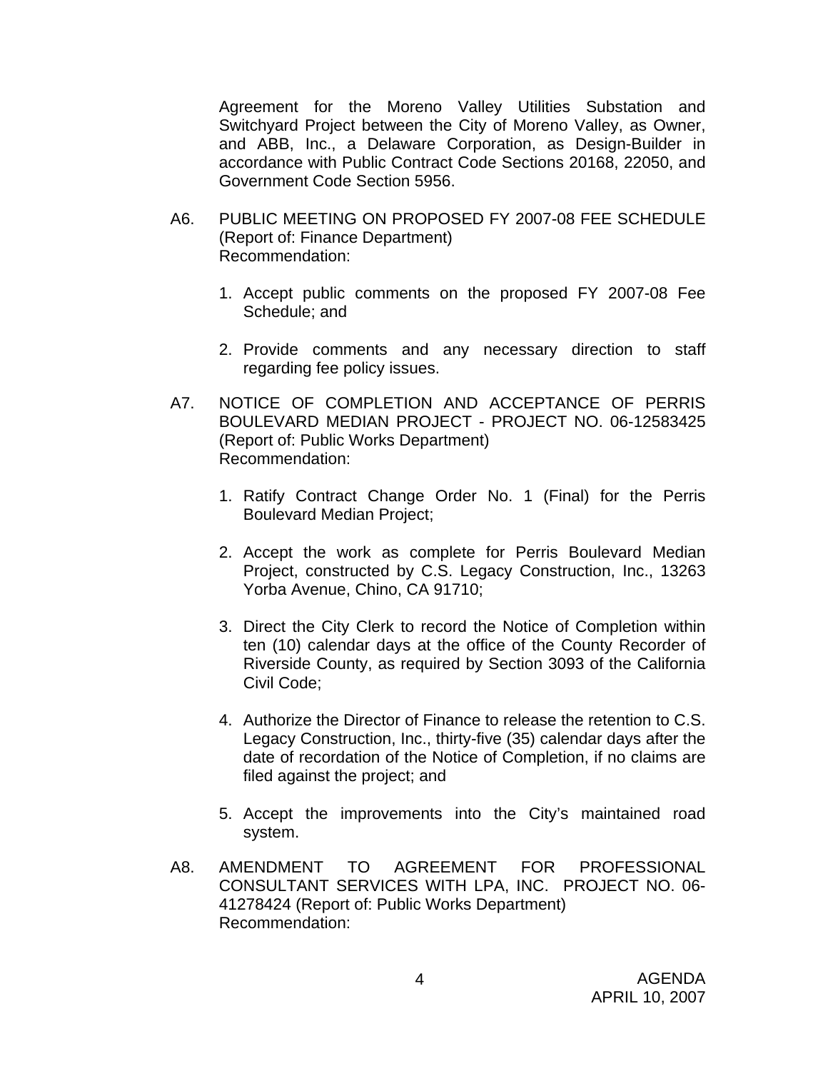Agreement for the Moreno Valley Utilities Substation and Switchyard Project between the City of Moreno Valley, as Owner, and ABB, Inc., a Delaware Corporation, as Design-Builder in accordance with Public Contract Code Sections 20168, 22050, and Government Code Section 5956.

A6. PUBLIC MEETING ON PROPOSED FY 2007-08 FEE SCHEDULE (Report of: Finance Department)
Recommendation:

1. Accept public comments on the proposed FY 2007-08 Fee Schedule; and

2. Provide comments and any necessary direction to staff regarding fee policy issues.

A7. NOTICE OF COMPLETION AND ACCEPTANCE OF PERRIS BOULEVARD MEDIAN PROJECT - PROJECT NO. 06-12583425 (Report of: Public Works Department)
Recommendation:

1. Ratify Contract Change Order No. 1 (Final) for the Perris Boulevard Median Project;

2. Accept the work as complete for Perris Boulevard Median Project, constructed by C.S. Legacy Construction, Inc., 13263 Yorba Avenue, Chino, CA 91710;

3. Direct the City Clerk to record the Notice of Completion within ten (10) calendar days at the office of the County Recorder of Riverside County, as required by Section 3093 of the California Civil Code;

4. Authorize the Director of Finance to release the retention to C.S. Legacy Construction, Inc., thirty-five (35) calendar days after the date of recordation of the Notice of Completion, if no claims are filed against the project; and

5. Accept the improvements into the City's maintained road system.

A8. AMENDMENT TO AGREEMENT FOR PROFESSIONAL CONSULTANT SERVICES WITH LPA, INC. PROJECT NO. 06-41278424 (Report of: Public Works Department)
Recommendation: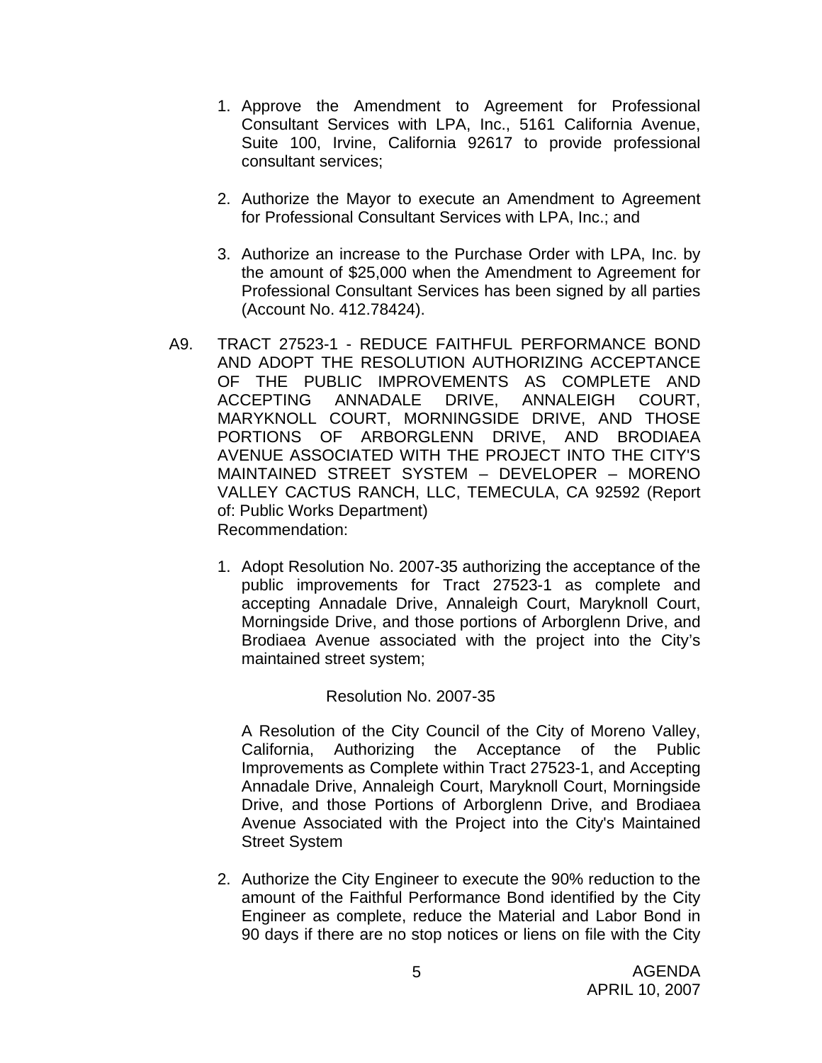1. Approve the Amendment to Agreement for Professional Consultant Services with LPA, Inc., 5161 California Avenue, Suite 100, Irvine, California 92617 to provide professional consultant services;

2. Authorize the Mayor to execute an Amendment to Agreement for Professional Consultant Services with LPA, Inc.; and

3. Authorize an increase to the Purchase Order with LPA, Inc. by the amount of $25,000 when the Amendment to Agreement for Professional Consultant Services has been signed by all parties (Account No. 412.78424).

A9. TRACT 27523-1 - REDUCE FAITHFUL PERFORMANCE BOND AND ADOPT THE RESOLUTION AUTHORIZING ACCEPTANCE OF THE PUBLIC IMPROVEMENTS AS COMPLETE AND ACCEPTING ANNADALE DRIVE, ANNALEIGH COURT, MARYKNOLL COURT, MORNINGSIDE DRIVE, AND THOSE PORTIONS OF ARBORGLENN DRIVE, AND BRODIAEA AVENUE ASSOCIATED WITH THE PROJECT INTO THE CITY'S MAINTAINED STREET SYSTEM – DEVELOPER – MORENO VALLEY CACTUS RANCH, LLC, TEMECULA, CA 92592 (Report of: Public Works Department)
Recommendation:

1. Adopt Resolution No. 2007-35 authorizing the acceptance of the public improvements for Tract 27523-1 as complete and accepting Annadale Drive, Annaleigh Court, Maryknoll Court, Morningside Drive, and those portions of Arborglenn Drive, and Brodiaea Avenue associated with the project into the City's maintained street system;

   Resolution No. 2007-35

   A Resolution of the City Council of the City of Moreno Valley, California, Authorizing the Acceptance of the Public Improvements as Complete within Tract 27523-1, and Accepting Annadale Drive, Annaleigh Court, Maryknoll Court, Morningside Drive, and those Portions of Arborglenn Drive, and Brodiaea Avenue Associated with the Project into the City's Maintained Street System

2. Authorize the City Engineer to execute the 90% reduction to the amount of the Faithful Performance Bond identified by the City Engineer as complete, reduce the Material and Labor Bond in 90 days if there are no stop notices or liens on file with the City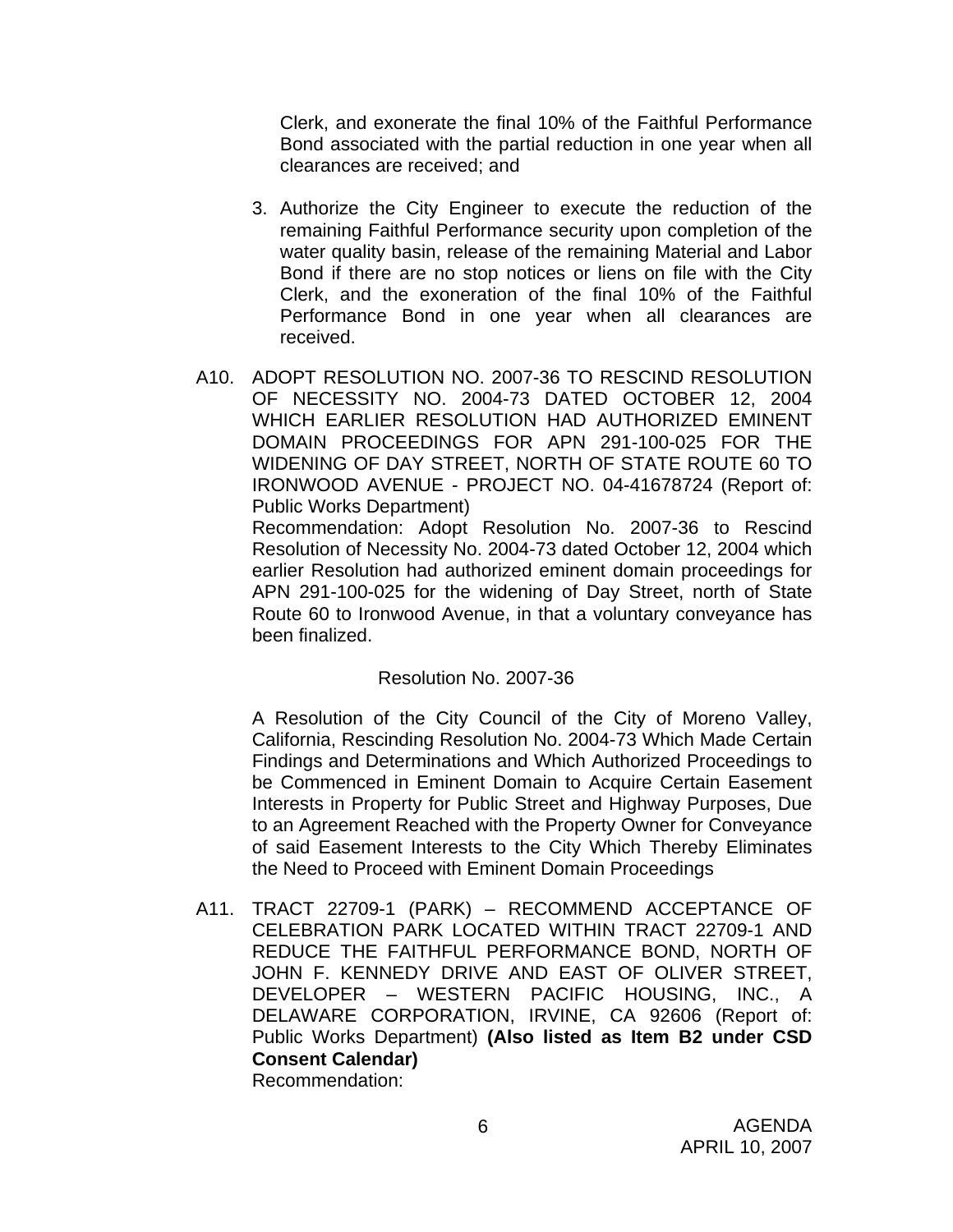Clerk, and exonerate the final 10% of the Faithful Performance Bond associated with the partial reduction in one year when all clearances are received; and

3. Authorize the City Engineer to execute the reduction of the remaining Faithful Performance security upon completion of the water quality basin, release of the remaining Material and Labor Bond if there are no stop notices or liens on file with the City Clerk, and the exoneration of the final 10% of the Faithful Performance Bond in one year when all clearances are received.

A10. ADOPT RESOLUTION NO. 2007-36 TO RESCIND RESOLUTION OF NECESSITY NO. 2004-73 DATED OCTOBER 12, 2004 WHICH EARLIER RESOLUTION HAD AUTHORIZED EMINENT DOMAIN PROCEEDINGS FOR APN 291-100-025 FOR THE WIDENING OF DAY STREET, NORTH OF STATE ROUTE 60 TO IRONWOOD AVENUE - PROJECT NO. 04-41678724 (Report of: Public Works Department)

Recommendation: Adopt Resolution No. 2007-36 to Rescind Resolution of Necessity No. 2004-73 dated October 12, 2004 which earlier Resolution had authorized eminent domain proceedings for APN 291-100-025 for the widening of Day Street, north of State Route 60 to Ironwood Avenue, in that a voluntary conveyance has been finalized.

Resolution No. 2007-36

A Resolution of the City Council of the City of Moreno Valley, California, Rescinding Resolution No. 2004-73 Which Made Certain Findings and Determinations and Which Authorized Proceedings to be Commenced in Eminent Domain to Acquire Certain Easement Interests in Property for Public Street and Highway Purposes, Due to an Agreement Reached with the Property Owner for Conveyance of said Easement Interests to the City Which Thereby Eliminates the Need to Proceed with Eminent Domain Proceedings

A11. TRACT 22709-1 (PARK) – RECOMMEND ACCEPTANCE OF CELEBRATION PARK LOCATED WITHIN TRACT 22709-1 AND REDUCE THE FAITHFUL PERFORMANCE BOND, NORTH OF JOHN F. KENNEDY DRIVE AND EAST OF OLIVER STREET, DEVELOPER – WESTERN PACIFIC HOUSING, INC., A DELAWARE CORPORATION, IRVINE, CA 92606 (Report of: Public Works Department) **(Also listed as Item B2 under CSD Consent Calendar)**

Recommendation: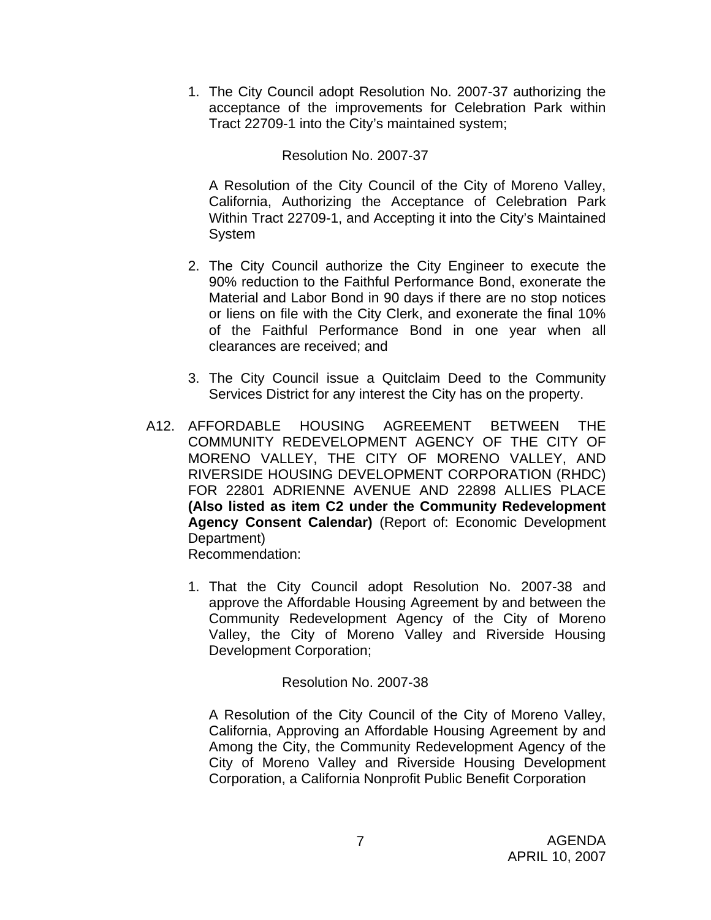1. The City Council adopt Resolution No. 2007-37 authorizing the acceptance of the improvements for Celebration Park within Tract 22709-1 into the City's maintained system;

   Resolution No. 2007-37

   A Resolution of the City Council of the City of Moreno Valley, California, Authorizing the Acceptance of Celebration Park Within Tract 22709-1, and Accepting it into the City's Maintained System

2. The City Council authorize the City Engineer to execute the 90% reduction to the Faithful Performance Bond, exonerate the Material and Labor Bond in 90 days if there are no stop notices or liens on file with the City Clerk, and exonerate the final 10% of the Faithful Performance Bond in one year when all clearances are received; and

3. The City Council issue a Quitclaim Deed to the Community Services District for any interest the City has on the property.

A12. AFFORDABLE HOUSING AGREEMENT BETWEEN THE COMMUNITY REDEVELOPMENT AGENCY OF THE CITY OF MORENO VALLEY, THE CITY OF MORENO VALLEY, AND RIVERSIDE HOUSING DEVELOPMENT CORPORATION (RHDC) FOR 22801 ADRIENNE AVENUE AND 22898 ALLIES PLACE **(Also listed as item C2 under the Community Redevelopment Agency Consent Calendar)** (Report of: Economic Development Department)
Recommendation:

1. That the City Council adopt Resolution No. 2007-38 and approve the Affordable Housing Agreement by and between the Community Redevelopment Agency of the City of Moreno Valley, the City of Moreno Valley and Riverside Housing Development Corporation;

   Resolution No. 2007-38

   A Resolution of the City Council of the City of Moreno Valley, California, Approving an Affordable Housing Agreement by and Among the City, the Community Redevelopment Agency of the City of Moreno Valley and Riverside Housing Development Corporation, a California Nonprofit Public Benefit Corporation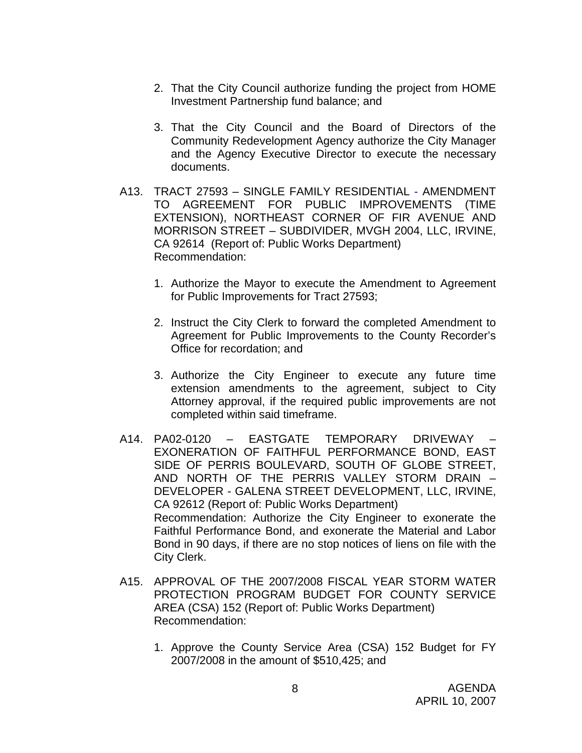2. That the City Council authorize funding the project from HOME Investment Partnership fund balance; and

3. That the City Council and the Board of Directors of the Community Redevelopment Agency authorize the City Manager and the Agency Executive Director to execute the necessary documents.

A13. TRACT 27593 – SINGLE FAMILY RESIDENTIAL - AMENDMENT TO AGREEMENT FOR PUBLIC IMPROVEMENTS (TIME EXTENSION), NORTHEAST CORNER OF FIR AVENUE AND MORRISON STREET – SUBDIVIDER, MVGH 2004, LLC, IRVINE, CA 92614 (Report of: Public Works Department)
Recommendation:

1. Authorize the Mayor to execute the Amendment to Agreement for Public Improvements for Tract 27593;

2. Instruct the City Clerk to forward the completed Amendment to Agreement for Public Improvements to the County Recorder's Office for recordation; and

3. Authorize the City Engineer to execute any future time extension amendments to the agreement, subject to City Attorney approval, if the required public improvements are not completed within said timeframe.

A14. PA02-0120 – EASTGATE TEMPORARY DRIVEWAY – EXONERATION OF FAITHFUL PERFORMANCE BOND, EAST SIDE OF PERRIS BOULEVARD, SOUTH OF GLOBE STREET, AND NORTH OF THE PERRIS VALLEY STORM DRAIN – DEVELOPER - GALENA STREET DEVELOPMENT, LLC, IRVINE, CA 92612 (Report of: Public Works Department)
Recommendation: Authorize the City Engineer to exonerate the Faithful Performance Bond, and exonerate the Material and Labor Bond in 90 days, if there are no stop notices of liens on file with the City Clerk.

A15. APPROVAL OF THE 2007/2008 FISCAL YEAR STORM WATER PROTECTION PROGRAM BUDGET FOR COUNTY SERVICE AREA (CSA) 152 (Report of: Public Works Department)
Recommendation:

1. Approve the County Service Area (CSA) 152 Budget for FY 2007/2008 in the amount of $510,425; and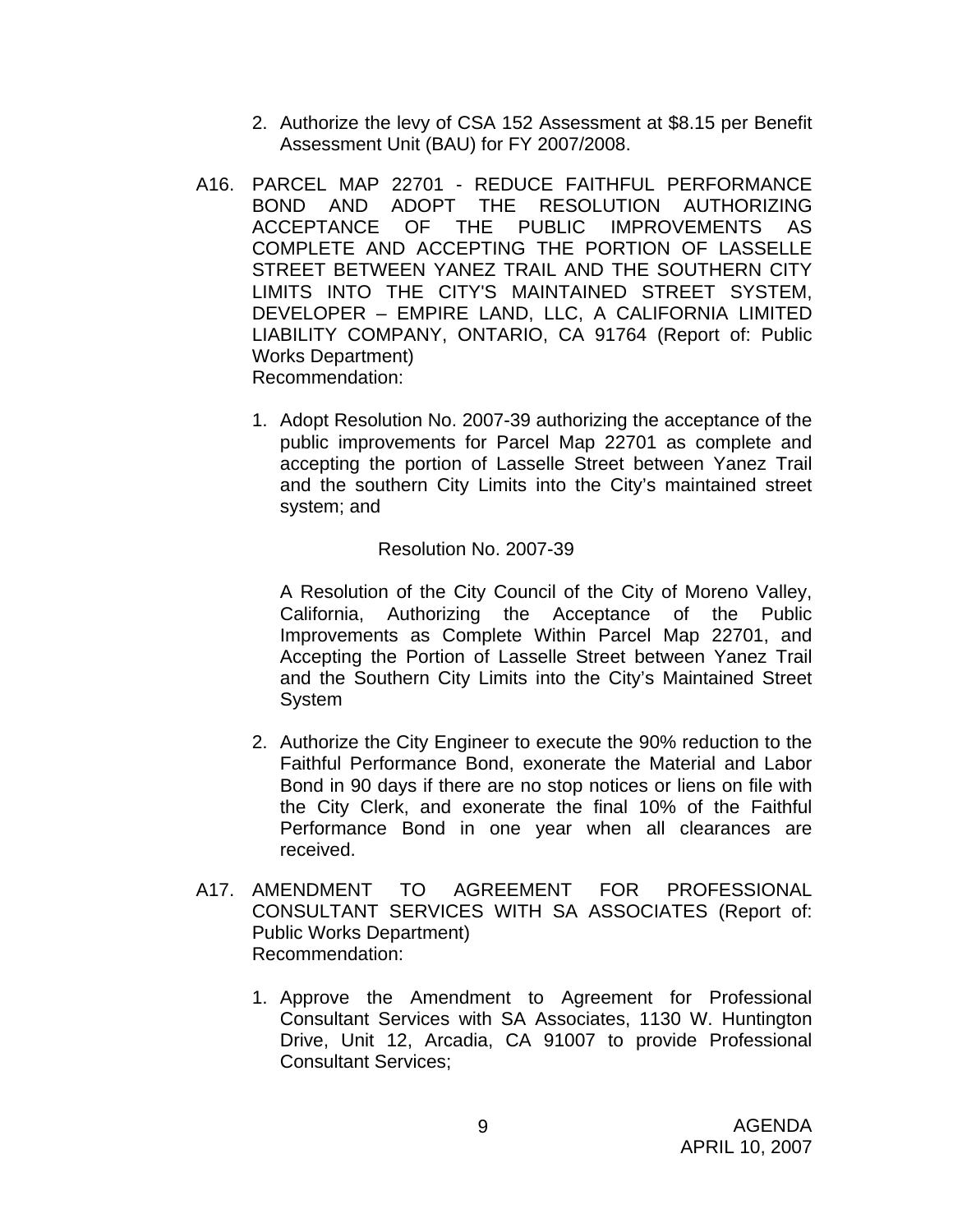2. Authorize the levy of CSA 152 Assessment at $8.15 per Benefit Assessment Unit (BAU) for FY 2007/2008.

A16. PARCEL MAP 22701 - REDUCE FAITHFUL PERFORMANCE BOND AND ADOPT THE RESOLUTION AUTHORIZING ACCEPTANCE OF THE PUBLIC IMPROVEMENTS AS COMPLETE AND ACCEPTING THE PORTION OF LASSELLE STREET BETWEEN YANEZ TRAIL AND THE SOUTHERN CITY LIMITS INTO THE CITY'S MAINTAINED STREET SYSTEM, DEVELOPER – EMPIRE LAND, LLC, A CALIFORNIA LIMITED LIABILITY COMPANY, ONTARIO, CA 91764 (Report of: Public Works Department)
Recommendation:

1. Adopt Resolution No. 2007-39 authorizing the acceptance of the public improvements for Parcel Map 22701 as complete and accepting the portion of Lasselle Street between Yanez Trail and the southern City Limits into the City's maintained street system; and

   Resolution No. 2007-39

   A Resolution of the City Council of the City of Moreno Valley, California, Authorizing the Acceptance of the Public Improvements as Complete Within Parcel Map 22701, and Accepting the Portion of Lasselle Street between Yanez Trail and the Southern City Limits into the City's Maintained Street System

2. Authorize the City Engineer to execute the 90% reduction to the Faithful Performance Bond, exonerate the Material and Labor Bond in 90 days if there are no stop notices or liens on file with the City Clerk, and exonerate the final 10% of the Faithful Performance Bond in one year when all clearances are received.

A17. AMENDMENT TO AGREEMENT FOR PROFESSIONAL CONSULTANT SERVICES WITH SA ASSOCIATES (Report of: Public Works Department)
Recommendation:

1. Approve the Amendment to Agreement for Professional Consultant Services with SA Associates, 1130 W. Huntington Drive, Unit 12, Arcadia, CA 91007 to provide Professional Consultant Services;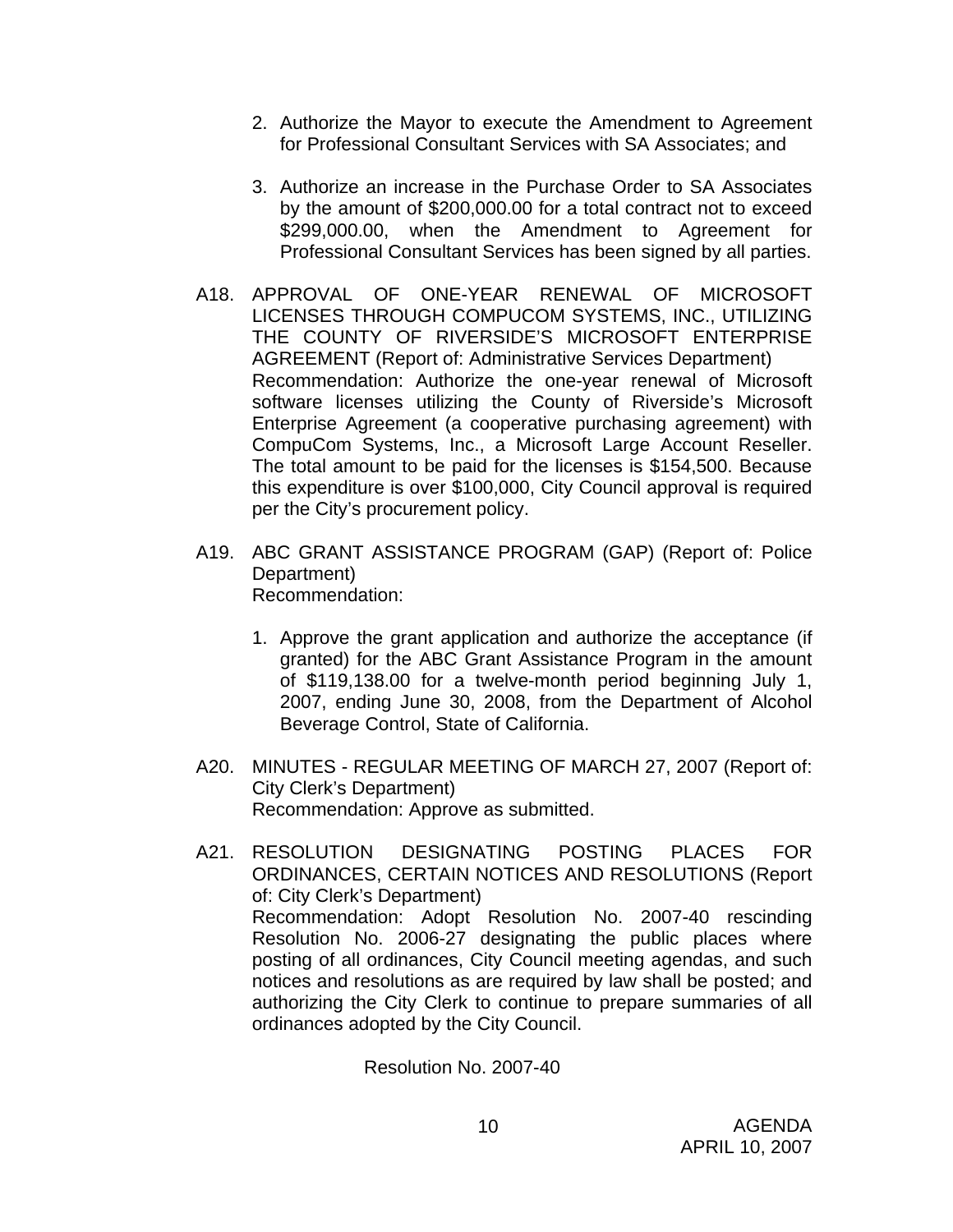2. Authorize the Mayor to execute the Amendment to Agreement for Professional Consultant Services with SA Associates; and

3. Authorize an increase in the Purchase Order to SA Associates by the amount of $200,000.00 for a total contract not to exceed $299,000.00, when the Amendment to Agreement for Professional Consultant Services has been signed by all parties.

A18. APPROVAL OF ONE-YEAR RENEWAL OF MICROSOFT LICENSES THROUGH COMPUCOM SYSTEMS, INC., UTILIZING THE COUNTY OF RIVERSIDE'S MICROSOFT ENTERPRISE AGREEMENT (Report of: Administrative Services Department)
Recommendation: Authorize the one-year renewal of Microsoft software licenses utilizing the County of Riverside's Microsoft Enterprise Agreement (a cooperative purchasing agreement) with CompuCom Systems, Inc., a Microsoft Large Account Reseller. The total amount to be paid for the licenses is $154,500. Because this expenditure is over $100,000, City Council approval is required per the City's procurement policy.

A19. ABC GRANT ASSISTANCE PROGRAM (GAP) (Report of: Police Department)
Recommendation:

1. Approve the grant application and authorize the acceptance (if granted) for the ABC Grant Assistance Program in the amount of $119,138.00 for a twelve-month period beginning July 1, 2007, ending June 30, 2008, from the Department of Alcohol Beverage Control, State of California.

A20. MINUTES - REGULAR MEETING OF MARCH 27, 2007 (Report of: City Clerk's Department)
Recommendation: Approve as submitted.

A21. RESOLUTION DESIGNATING POSTING PLACES FOR ORDINANCES, CERTAIN NOTICES AND RESOLUTIONS (Report of: City Clerk's Department)
Recommendation: Adopt Resolution No. 2007-40 rescinding Resolution No. 2006-27 designating the public places where posting of all ordinances, City Council meeting agendas, and such notices and resolutions as are required by law shall be posted; and authorizing the City Clerk to continue to prepare summaries of all ordinances adopted by the City Council.

Resolution No. 2007-40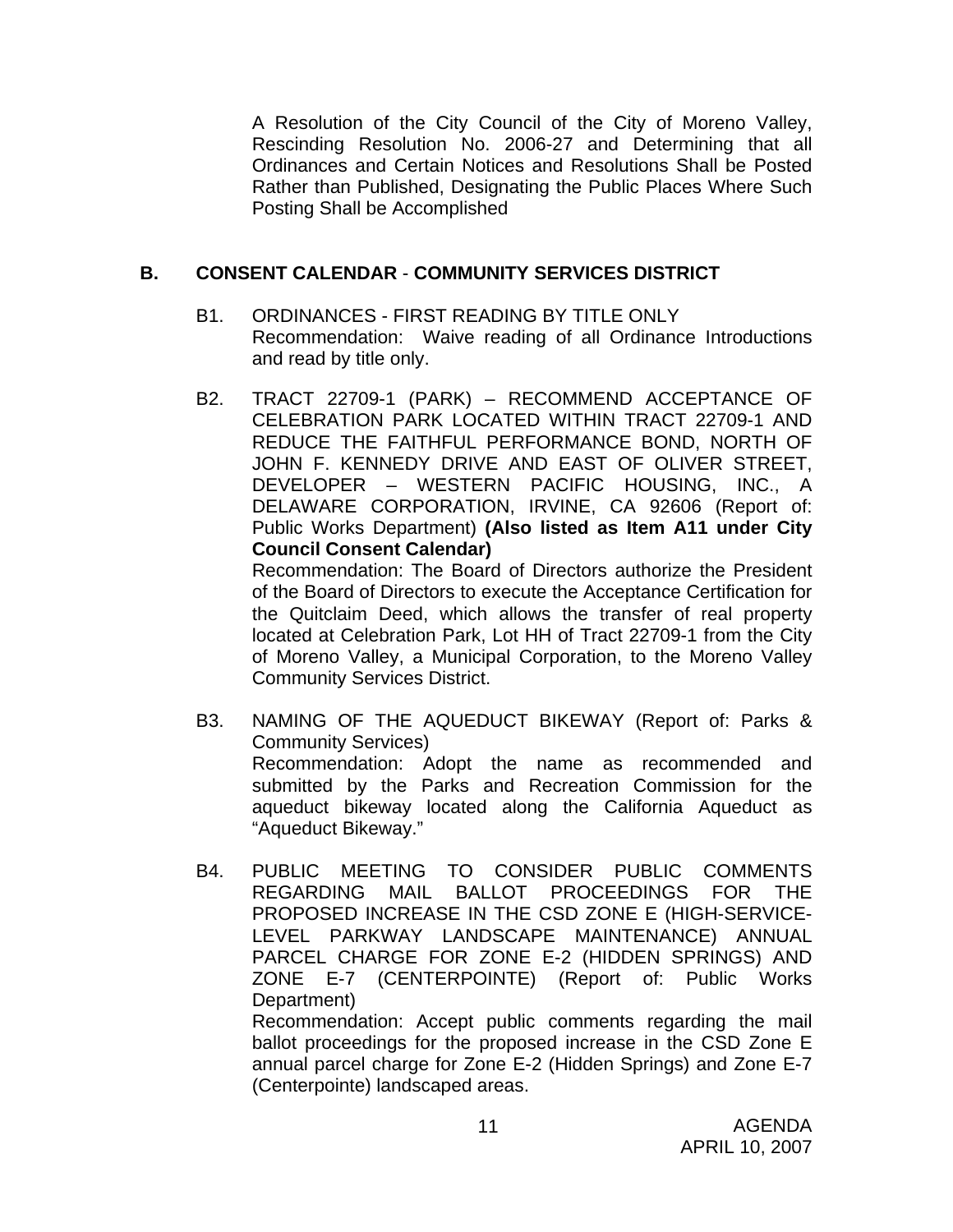A Resolution of the City Council of the City of Moreno Valley, Rescinding Resolution No. 2006-27 and Determining that all Ordinances and Certain Notices and Resolutions Shall be Posted Rather than Published, Designating the Public Places Where Such Posting Shall be Accomplished

## B. CONSENT CALENDAR - COMMUNITY SERVICES DISTRICT

B1. ORDINANCES - FIRST READING BY TITLE ONLY
Recommendation: Waive reading of all Ordinance Introductions and read by title only.

B2. TRACT 22709-1 (PARK) – RECOMMEND ACCEPTANCE OF CELEBRATION PARK LOCATED WITHIN TRACT 22709-1 AND REDUCE THE FAITHFUL PERFORMANCE BOND, NORTH OF JOHN F. KENNEDY DRIVE AND EAST OF OLIVER STREET, DEVELOPER – WESTERN PACIFIC HOUSING, INC., A DELAWARE CORPORATION, IRVINE, CA 92606 (Report of: Public Works Department) **(Also listed as Item A11 under City Council Consent Calendar)**
Recommendation: The Board of Directors authorize the President of the Board of Directors to execute the Acceptance Certification for the Quitclaim Deed, which allows the transfer of real property located at Celebration Park, Lot HH of Tract 22709-1 from the City of Moreno Valley, a Municipal Corporation, to the Moreno Valley Community Services District.

B3. NAMING OF THE AQUEDUCT BIKEWAY (Report of: Parks & Community Services)
Recommendation: Adopt the name as recommended and submitted by the Parks and Recreation Commission for the aqueduct bikeway located along the California Aqueduct as "Aqueduct Bikeway."

B4. PUBLIC MEETING TO CONSIDER PUBLIC COMMENTS REGARDING MAIL BALLOT PROCEEDINGS FOR THE PROPOSED INCREASE IN THE CSD ZONE E (HIGH-SERVICE-LEVEL PARKWAY LANDSCAPE MAINTENANCE) ANNUAL PARCEL CHARGE FOR ZONE E-2 (HIDDEN SPRINGS) AND ZONE E-7 (CENTERPOINTE) (Report of: Public Works Department)
Recommendation: Accept public comments regarding the mail ballot proceedings for the proposed increase in the CSD Zone E annual parcel charge for Zone E-2 (Hidden Springs) and Zone E-7 (Centerpointe) landscaped areas.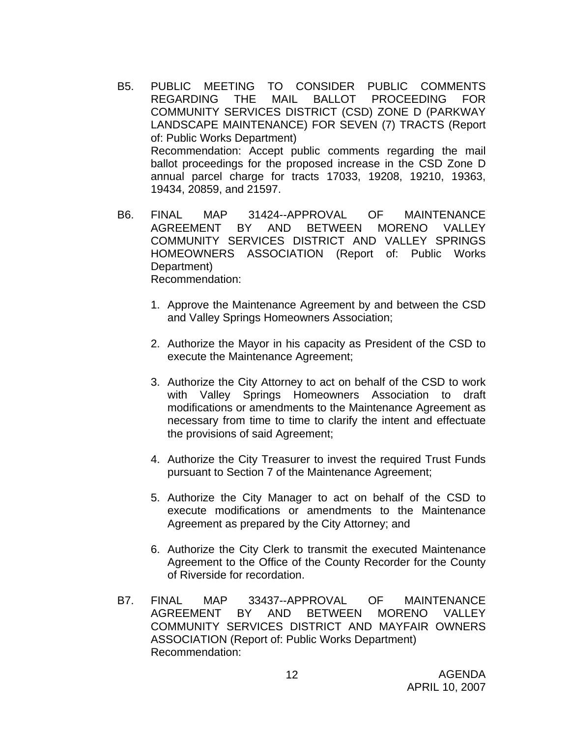B5. PUBLIC MEETING TO CONSIDER PUBLIC COMMENTS REGARDING THE MAIL BALLOT PROCEEDING FOR COMMUNITY SERVICES DISTRICT (CSD) ZONE D (PARKWAY LANDSCAPE MAINTENANCE) FOR SEVEN (7) TRACTS (Report of: Public Works Department)
Recommendation: Accept public comments regarding the mail ballot proceedings for the proposed increase in the CSD Zone D annual parcel charge for tracts 17033, 19208, 19210, 19363, 19434, 20859, and 21597.

B6. FINAL MAP 31424--APPROVAL OF MAINTENANCE AGREEMENT BY AND BETWEEN MORENO VALLEY COMMUNITY SERVICES DISTRICT AND VALLEY SPRINGS HOMEOWNERS ASSOCIATION (Report of: Public Works Department)
Recommendation:

1. Approve the Maintenance Agreement by and between the CSD and Valley Springs Homeowners Association;

2. Authorize the Mayor in his capacity as President of the CSD to execute the Maintenance Agreement;

3. Authorize the City Attorney to act on behalf of the CSD to work with Valley Springs Homeowners Association to draft modifications or amendments to the Maintenance Agreement as necessary from time to time to clarify the intent and effectuate the provisions of said Agreement;

4. Authorize the City Treasurer to invest the required Trust Funds pursuant to Section 7 of the Maintenance Agreement;

5. Authorize the City Manager to act on behalf of the CSD to execute modifications or amendments to the Maintenance Agreement as prepared by the City Attorney; and

6. Authorize the City Clerk to transmit the executed Maintenance Agreement to the Office of the County Recorder for the County of Riverside for recordation.

B7. FINAL MAP 33437--APPROVAL OF MAINTENANCE AGREEMENT BY AND BETWEEN MORENO VALLEY COMMUNITY SERVICES DISTRICT AND MAYFAIR OWNERS ASSOCIATION (Report of: Public Works Department)
Recommendation: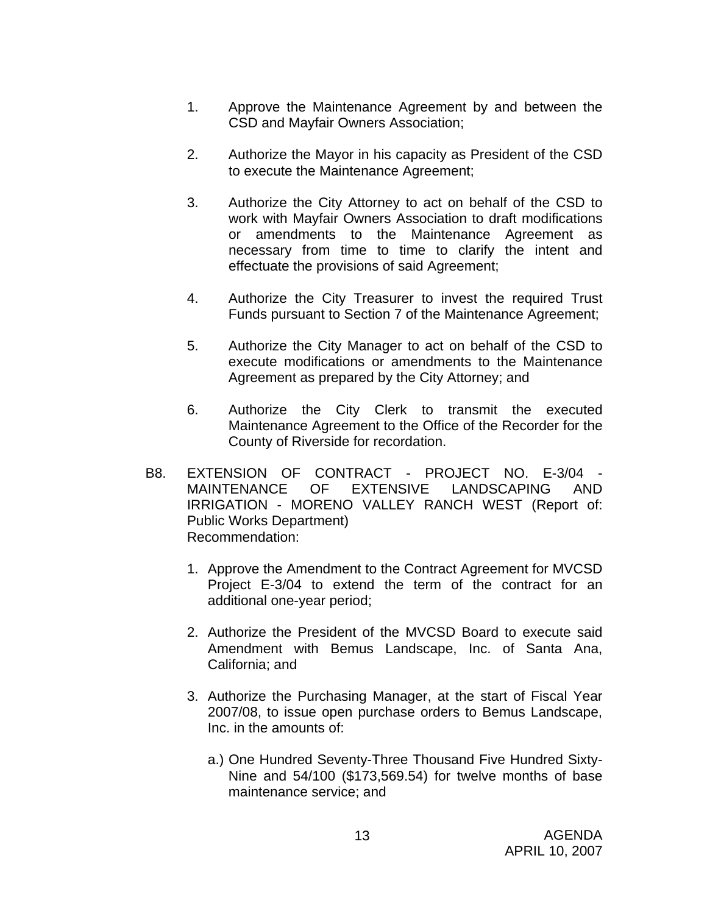1. Approve the Maintenance Agreement by and between the CSD and Mayfair Owners Association;

2. Authorize the Mayor in his capacity as President of the CSD to execute the Maintenance Agreement;

3. Authorize the City Attorney to act on behalf of the CSD to work with Mayfair Owners Association to draft modifications or amendments to the Maintenance Agreement as necessary from time to time to clarify the intent and effectuate the provisions of said Agreement;

4. Authorize the City Treasurer to invest the required Trust Funds pursuant to Section 7 of the Maintenance Agreement;

5. Authorize the City Manager to act on behalf of the CSD to execute modifications or amendments to the Maintenance Agreement as prepared by the City Attorney; and

6. Authorize the City Clerk to transmit the executed Maintenance Agreement to the Office of the Recorder for the County of Riverside for recordation.

B8. EXTENSION OF CONTRACT - PROJECT NO. E-3/04 - MAINTENANCE OF EXTENSIVE LANDSCAPING AND IRRIGATION - MORENO VALLEY RANCH WEST (Report of: Public Works Department)
Recommendation:

1. Approve the Amendment to the Contract Agreement for MVCSD Project E-3/04 to extend the term of the contract for an additional one-year period;

2. Authorize the President of the MVCSD Board to execute said Amendment with Bemus Landscape, Inc. of Santa Ana, California; and

3. Authorize the Purchasing Manager, at the start of Fiscal Year 2007/08, to issue open purchase orders to Bemus Landscape, Inc. in the amounts of:

   a.) One Hundred Seventy-Three Thousand Five Hundred Sixty-Nine and 54/100 ($173,569.54) for twelve months of base maintenance service; and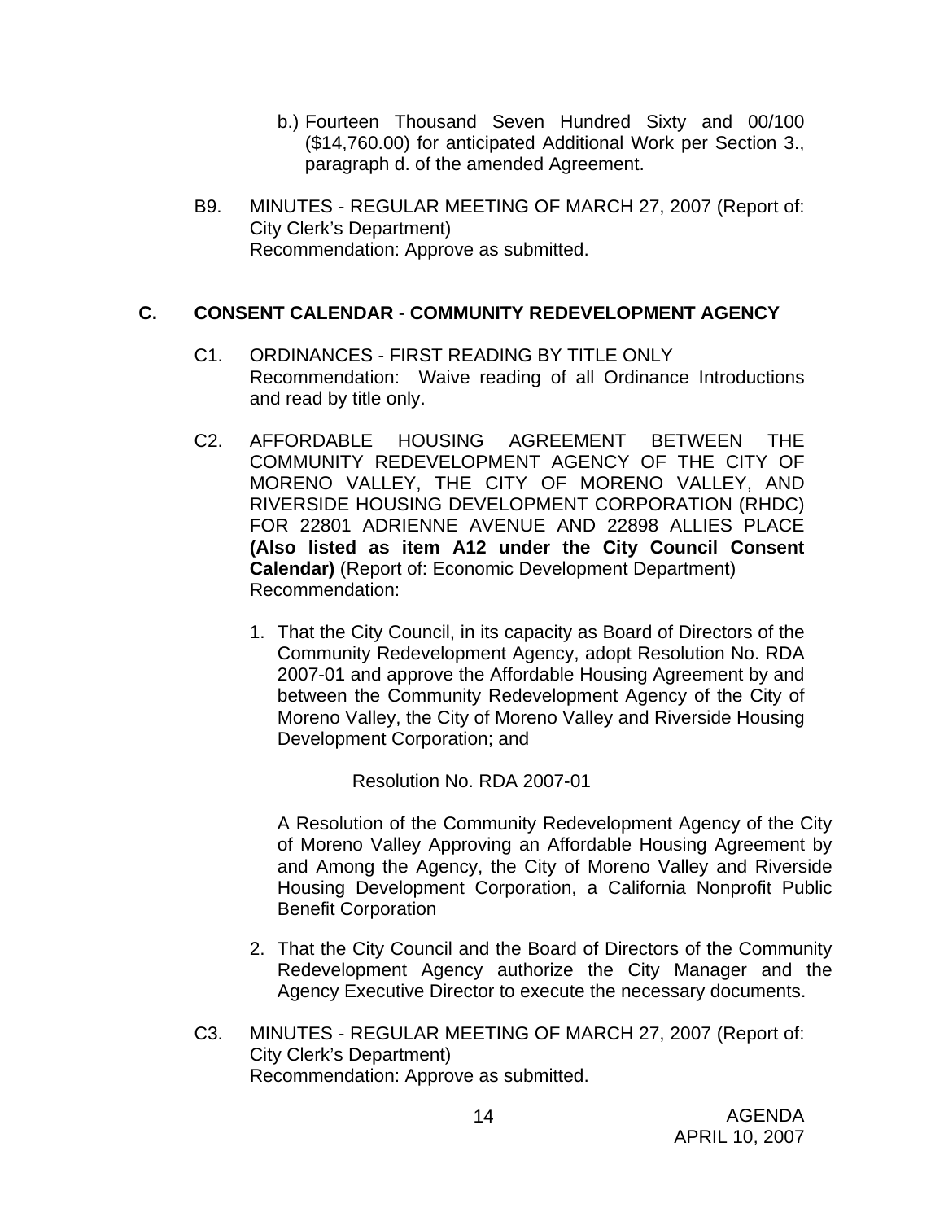b.) Fourteen Thousand Seven Hundred Sixty and 00/100 ($14,760.00) for anticipated Additional Work per Section 3., paragraph d. of the amended Agreement.

B9. MINUTES - REGULAR MEETING OF MARCH 27, 2007 (Report of: City Clerk's Department)
Recommendation: Approve as submitted.

## C. CONSENT CALENDAR - COMMUNITY REDEVELOPMENT AGENCY

C1. ORDINANCES - FIRST READING BY TITLE ONLY
Recommendation: Waive reading of all Ordinance Introductions and read by title only.

C2. AFFORDABLE HOUSING AGREEMENT BETWEEN THE COMMUNITY REDEVELOPMENT AGENCY OF THE CITY OF MORENO VALLEY, THE CITY OF MORENO VALLEY, AND RIVERSIDE HOUSING DEVELOPMENT CORPORATION (RHDC) FOR 22801 ADRIENNE AVENUE AND 22898 ALLIES PLACE **(Also listed as item A12 under the City Council Consent Calendar)** (Report of: Economic Development Department)
Recommendation:

1. That the City Council, in its capacity as Board of Directors of the Community Redevelopment Agency, adopt Resolution No. RDA 2007-01 and approve the Affordable Housing Agreement by and between the Community Redevelopment Agency of the City of Moreno Valley, the City of Moreno Valley and Riverside Housing Development Corporation; and

   Resolution No. RDA 2007-01

   A Resolution of the Community Redevelopment Agency of the City of Moreno Valley Approving an Affordable Housing Agreement by and Among the Agency, the City of Moreno Valley and Riverside Housing Development Corporation, a California Nonprofit Public Benefit Corporation

2. That the City Council and the Board of Directors of the Community Redevelopment Agency authorize the City Manager and the Agency Executive Director to execute the necessary documents.

C3. MINUTES - REGULAR MEETING OF MARCH 27, 2007 (Report of: City Clerk's Department)
Recommendation: Approve as submitted.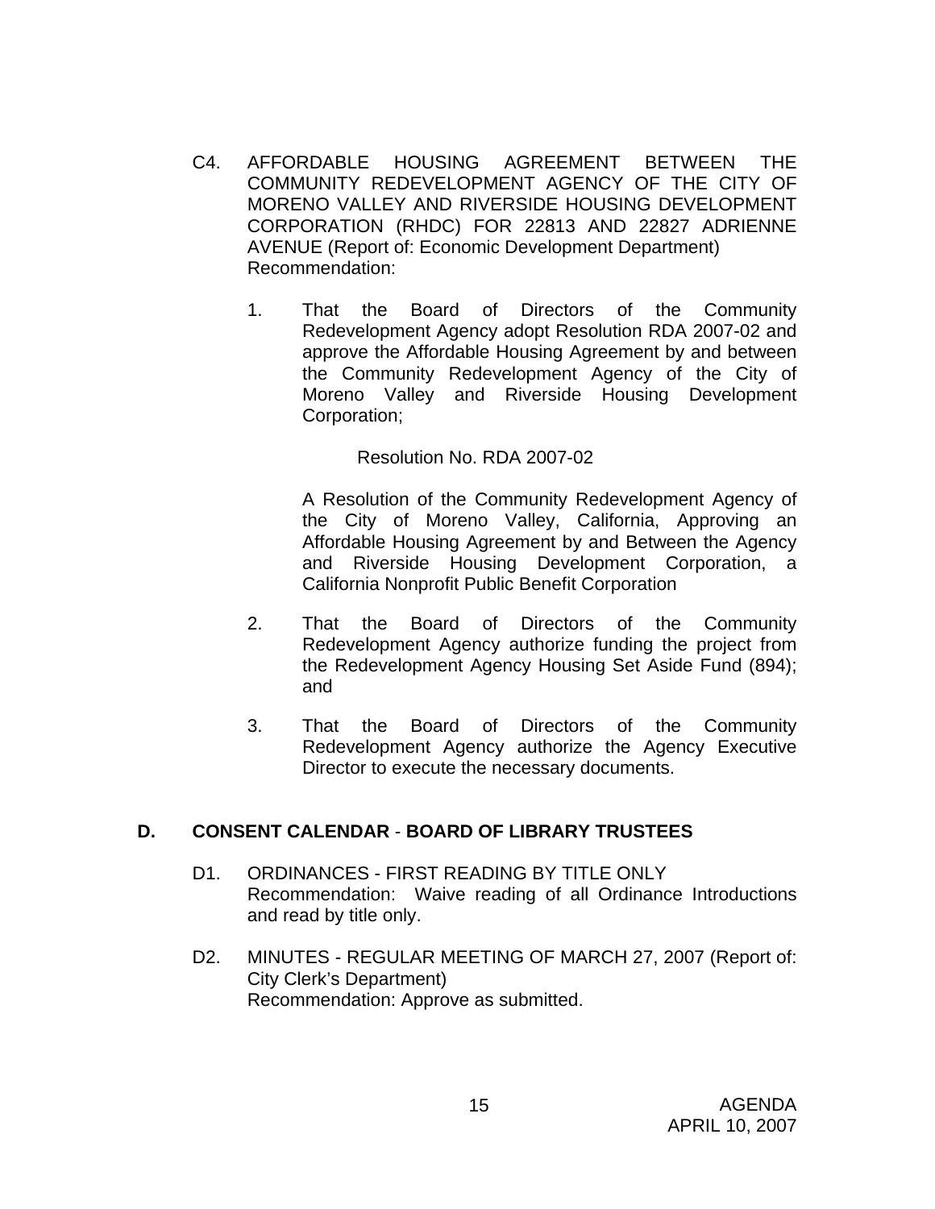C4. AFFORDABLE HOUSING AGREEMENT BETWEEN THE COMMUNITY REDEVELOPMENT AGENCY OF THE CITY OF MORENO VALLEY AND RIVERSIDE HOUSING DEVELOPMENT CORPORATION (RHDC) FOR 22813 AND 22827 ADRIENNE AVENUE (Report of: Economic Development Department)
Recommendation:

1. That the Board of Directors of the Community Redevelopment Agency adopt Resolution RDA 2007-02 and approve the Affordable Housing Agreement by and between the Community Redevelopment Agency of the City of Moreno Valley and Riverside Housing Development Corporation;

   Resolution No. RDA 2007-02

   A Resolution of the Community Redevelopment Agency of the City of Moreno Valley, California, Approving an Affordable Housing Agreement by and Between the Agency and Riverside Housing Development Corporation, a California Nonprofit Public Benefit Corporation

2. That the Board of Directors of the Community Redevelopment Agency authorize funding the project from the Redevelopment Agency Housing Set Aside Fund (894); and

3. That the Board of Directors of the Community Redevelopment Agency authorize the Agency Executive Director to execute the necessary documents.

## D. CONSENT CALENDAR - BOARD OF LIBRARY TRUSTEES

D1. ORDINANCES - FIRST READING BY TITLE ONLY
Recommendation: Waive reading of all Ordinance Introductions and read by title only.

D2. MINUTES - REGULAR MEETING OF MARCH 27, 2007 (Report of: City Clerk's Department)
Recommendation: Approve as submitted.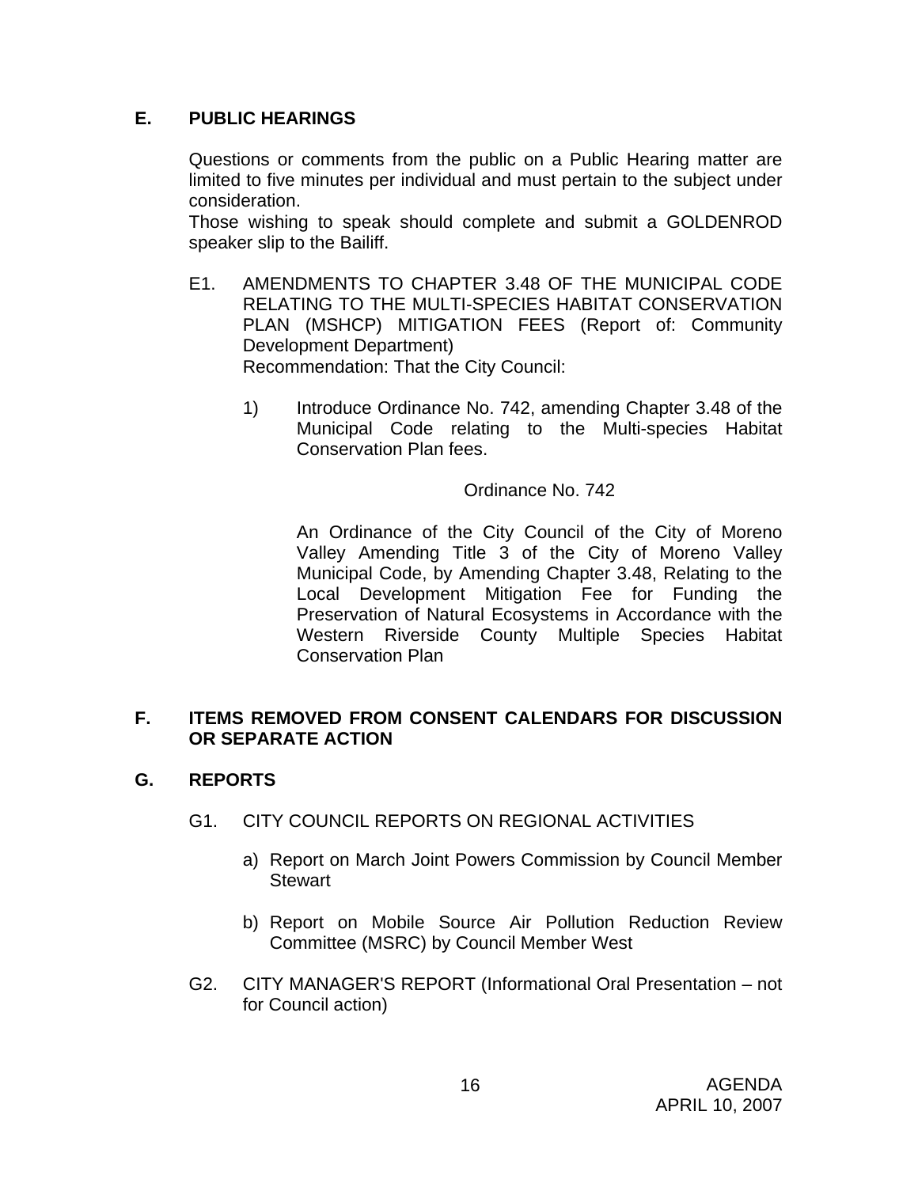## E. PUBLIC HEARINGS

Questions or comments from the public on a Public Hearing matter are limited to five minutes per individual and must pertain to the subject under consideration.

Those wishing to speak should complete and submit a GOLDENROD speaker slip to the Bailiff.

E1. AMENDMENTS TO CHAPTER 3.48 OF THE MUNICIPAL CODE RELATING TO THE MULTI-SPECIES HABITAT CONSERVATION PLAN (MSHCP) MITIGATION FEES (Report of: Community Development Department)
Recommendation: That the City Council:

1) Introduce Ordinance No. 742, amending Chapter 3.48 of the Municipal Code relating to the Multi-species Habitat Conservation Plan fees.

Ordinance No. 742

An Ordinance of the City Council of the City of Moreno Valley Amending Title 3 of the City of Moreno Valley Municipal Code, by Amending Chapter 3.48, Relating to the Local Development Mitigation Fee for Funding the Preservation of Natural Ecosystems in Accordance with the Western Riverside County Multiple Species Habitat Conservation Plan

## F. ITEMS REMOVED FROM CONSENT CALENDARS FOR DISCUSSION OR SEPARATE ACTION

## G. REPORTS

G1. CITY COUNCIL REPORTS ON REGIONAL ACTIVITIES

a) Report on March Joint Powers Commission by Council Member Stewart

b) Report on Mobile Source Air Pollution Reduction Review Committee (MSRC) by Council Member West

G2. CITY MANAGER'S REPORT (Informational Oral Presentation – not for Council action)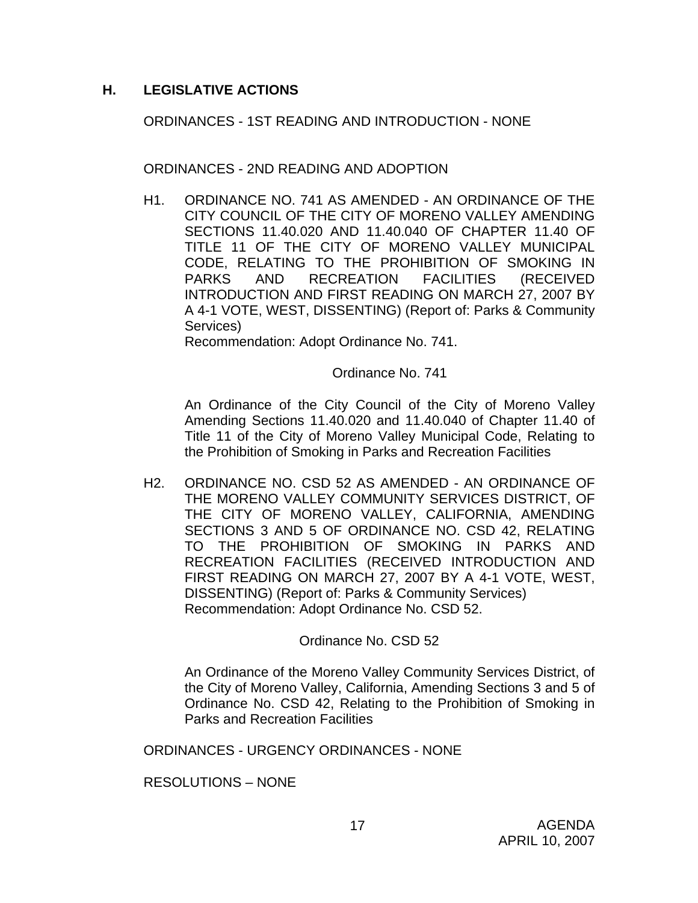## H. LEGISLATIVE ACTIONS

ORDINANCES - 1ST READING AND INTRODUCTION - NONE

ORDINANCES - 2ND READING AND ADOPTION

H1. ORDINANCE NO. 741 AS AMENDED - AN ORDINANCE OF THE CITY COUNCIL OF THE CITY OF MORENO VALLEY AMENDING SECTIONS 11.40.020 AND 11.40.040 OF CHAPTER 11.40 OF TITLE 11 OF THE CITY OF MORENO VALLEY MUNICIPAL CODE, RELATING TO THE PROHIBITION OF SMOKING IN PARKS AND RECREATION FACILITIES (RECEIVED INTRODUCTION AND FIRST READING ON MARCH 27, 2007 BY A 4-1 VOTE, WEST, DISSENTING) (Report of: Parks & Community Services)
Recommendation: Adopt Ordinance No. 741.

Ordinance No. 741

An Ordinance of the City Council of the City of Moreno Valley Amending Sections 11.40.020 and 11.40.040 of Chapter 11.40 of Title 11 of the City of Moreno Valley Municipal Code, Relating to the Prohibition of Smoking in Parks and Recreation Facilities

H2. ORDINANCE NO. CSD 52 AS AMENDED - AN ORDINANCE OF THE MORENO VALLEY COMMUNITY SERVICES DISTRICT, OF THE CITY OF MORENO VALLEY, CALIFORNIA, AMENDING SECTIONS 3 AND 5 OF ORDINANCE NO. CSD 42, RELATING TO THE PROHIBITION OF SMOKING IN PARKS AND RECREATION FACILITIES (RECEIVED INTRODUCTION AND FIRST READING ON MARCH 27, 2007 BY A 4-1 VOTE, WEST, DISSENTING) (Report of: Parks & Community Services)
Recommendation: Adopt Ordinance No. CSD 52.

Ordinance No. CSD 52

An Ordinance of the Moreno Valley Community Services District, of the City of Moreno Valley, California, Amending Sections 3 and 5 of Ordinance No. CSD 42, Relating to the Prohibition of Smoking in Parks and Recreation Facilities

ORDINANCES - URGENCY ORDINANCES - NONE

RESOLUTIONS – NONE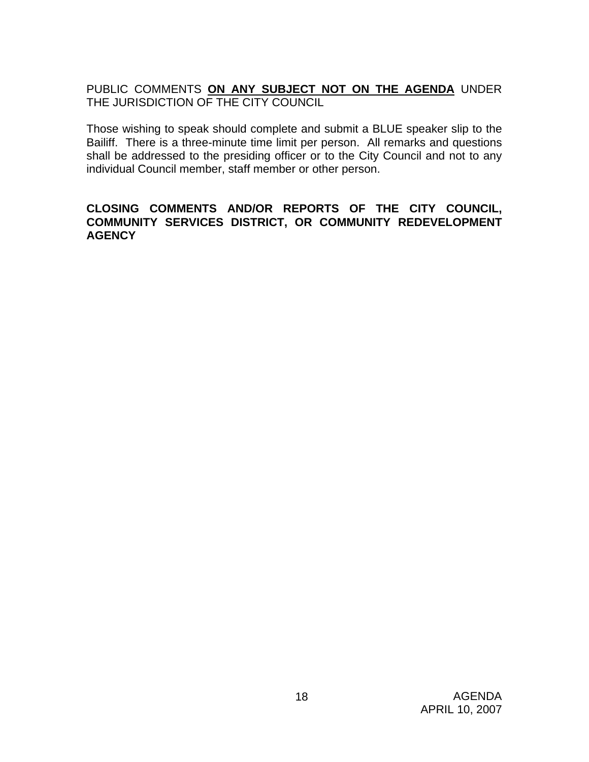PUBLIC COMMENTS **ON ANY SUBJECT NOT ON THE AGENDA** UNDER THE JURISDICTION OF THE CITY COUNCIL

Those wishing to speak should complete and submit a BLUE speaker slip to the Bailiff. There is a three-minute time limit per person. All remarks and questions shall be addressed to the presiding officer or to the City Council and not to any individual Council member, staff member or other person.

**CLOSING COMMENTS AND/OR REPORTS OF THE CITY COUNCIL, COMMUNITY SERVICES DISTRICT, OR COMMUNITY REDEVELOPMENT AGENCY**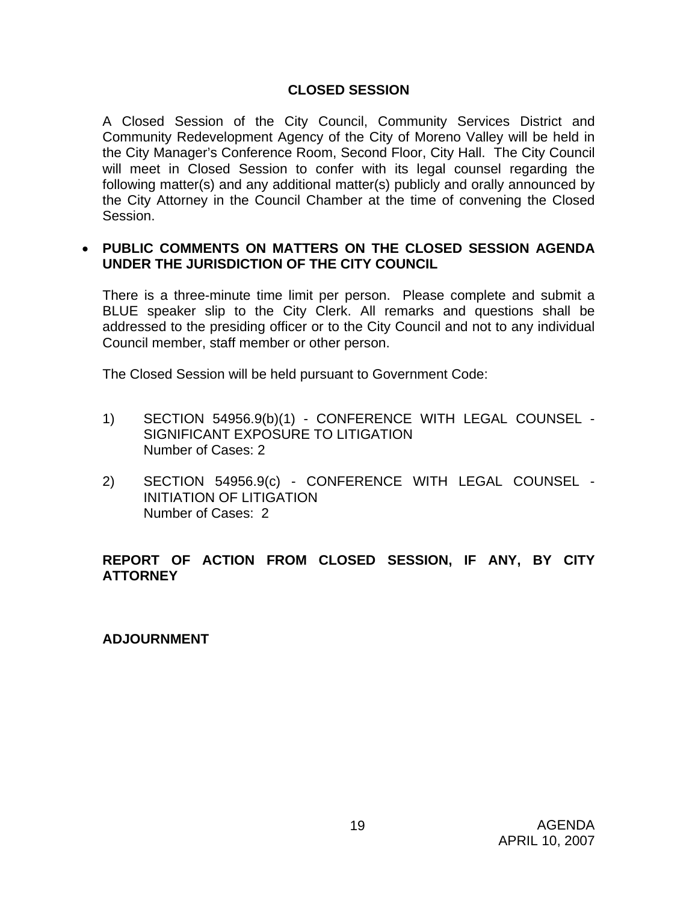## CLOSED SESSION

A Closed Session of the City Council, Community Services District and Community Redevelopment Agency of the City of Moreno Valley will be held in the City Manager's Conference Room, Second Floor, City Hall. The City Council will meet in Closed Session to confer with its legal counsel regarding the following matter(s) and any additional matter(s) publicly and orally announced by the City Attorney in the Council Chamber at the time of convening the Closed Session.

- **PUBLIC COMMENTS ON MATTERS ON THE CLOSED SESSION AGENDA UNDER THE JURISDICTION OF THE CITY COUNCIL**

  There is a three-minute time limit per person. Please complete and submit a BLUE speaker slip to the City Clerk. All remarks and questions shall be addressed to the presiding officer or to the City Council and not to any individual Council member, staff member or other person.

  The Closed Session will be held pursuant to Government Code:

  1) SECTION 54956.9(b)(1) - CONFERENCE WITH LEGAL COUNSEL - SIGNIFICANT EXPOSURE TO LITIGATION
     Number of Cases: 2

  2) SECTION 54956.9(c) - CONFERENCE WITH LEGAL COUNSEL - INITIATION OF LITIGATION
     Number of Cases: 2

**REPORT OF ACTION FROM CLOSED SESSION, IF ANY, BY CITY ATTORNEY**

**ADJOURNMENT**